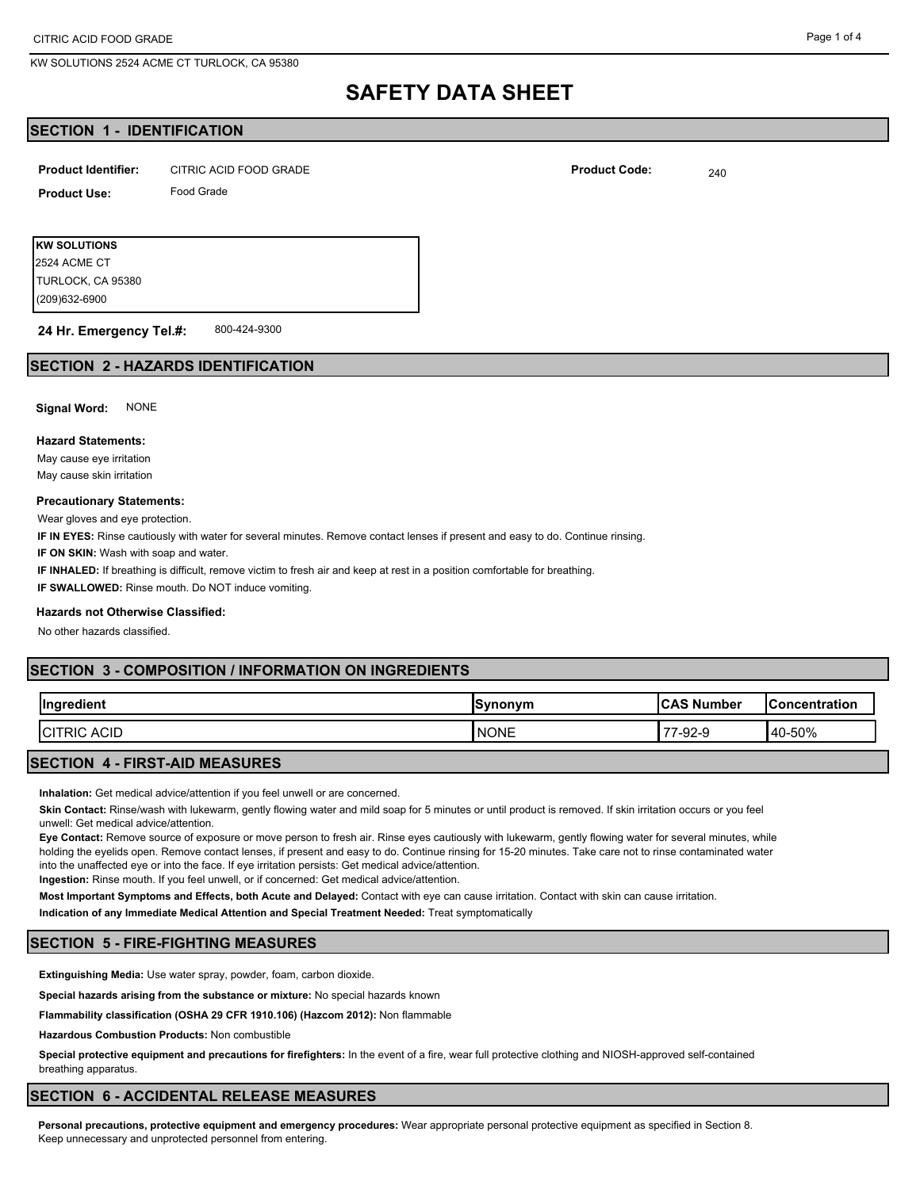# SAFETY DATA SHEET

## SECTION 1 - IDENTIFICATION

**Product Identifier:** CITRIC ACID FOOD GRADE

**Product Code:** 240

**Product Use:** Food Grade

**KW SOLUTIONS**
2524 ACME CT
TURLOCK, CA 95380
(209)632-6900

**24 Hr. Emergency Tel.#:** 800-424-9300

## SECTION 2 - HAZARDS IDENTIFICATION

**Signal Word:** NONE

**Hazard Statements:**

May cause eye irritation
May cause skin irritation

**Precautionary Statements:**

Wear gloves and eye protection.

**IF IN EYES:** Rinse cautiously with water for several minutes. Remove contact lenses if present and easy to do. Continue rinsing.

**IF ON SKIN:** Wash with soap and water.

**IF INHALED:** If breathing is difficult, remove victim to fresh air and keep at rest in a position comfortable for breathing.

**IF SWALLOWED:** Rinse mouth. Do NOT induce vomiting.

**Hazards not Otherwise Classified:**

No other hazards classified.

## SECTION 3 - COMPOSITION / INFORMATION ON INGREDIENTS

| Ingredient | Synonym | CAS Number | Concentration |
|---|---|---|---|
| CITRIC ACID | NONE | 77-92-9 | 40-50% |

## SECTION 4 - FIRST-AID MEASURES

**Inhalation:** Get medical advice/attention if you feel unwell or are concerned.

**Skin Contact:** Rinse/wash with lukewarm, gently flowing water and mild soap for 5 minutes or until product is removed. If skin irritation occurs or you feel unwell: Get medical advice/attention.

**Eye Contact:** Remove source of exposure or move person to fresh air. Rinse eyes cautiously with lukewarm, gently flowing water for several minutes, while holding the eyelids open. Remove contact lenses, if present and easy to do. Continue rinsing for 15-20 minutes. Take care not to rinse contaminated water into the unaffected eye or into the face. If eye irritation persists: Get medical advice/attention.

**Ingestion:** Rinse mouth. If you feel unwell, or if concerned: Get medical advice/attention.

**Most Important Symptoms and Effects, both Acute and Delayed:** Contact with eye can cause irritation. Contact with skin can cause irritation.

**Indication of any Immediate Medical Attention and Special Treatment Needed:** Treat symptomatically

## SECTION 5 - FIRE-FIGHTING MEASURES

**Extinguishing Media:** Use water spray, powder, foam, carbon dioxide.

**Special hazards arising from the substance or mixture:** No special hazards known

**Flammability classification (OSHA 29 CFR 1910.106) (Hazcom 2012):** Non flammable

**Hazardous Combustion Products:** Non combustible

**Special protective equipment and precautions for firefighters:** In the event of a fire, wear full protective clothing and NIOSH-approved self-contained breathing apparatus.

## SECTION 6 - ACCIDENTAL RELEASE MEASURES

**Personal precautions, protective equipment and emergency procedures:** Wear appropriate personal protective equipment as specified in Section 8. Keep unnecessary and unprotected personnel from entering.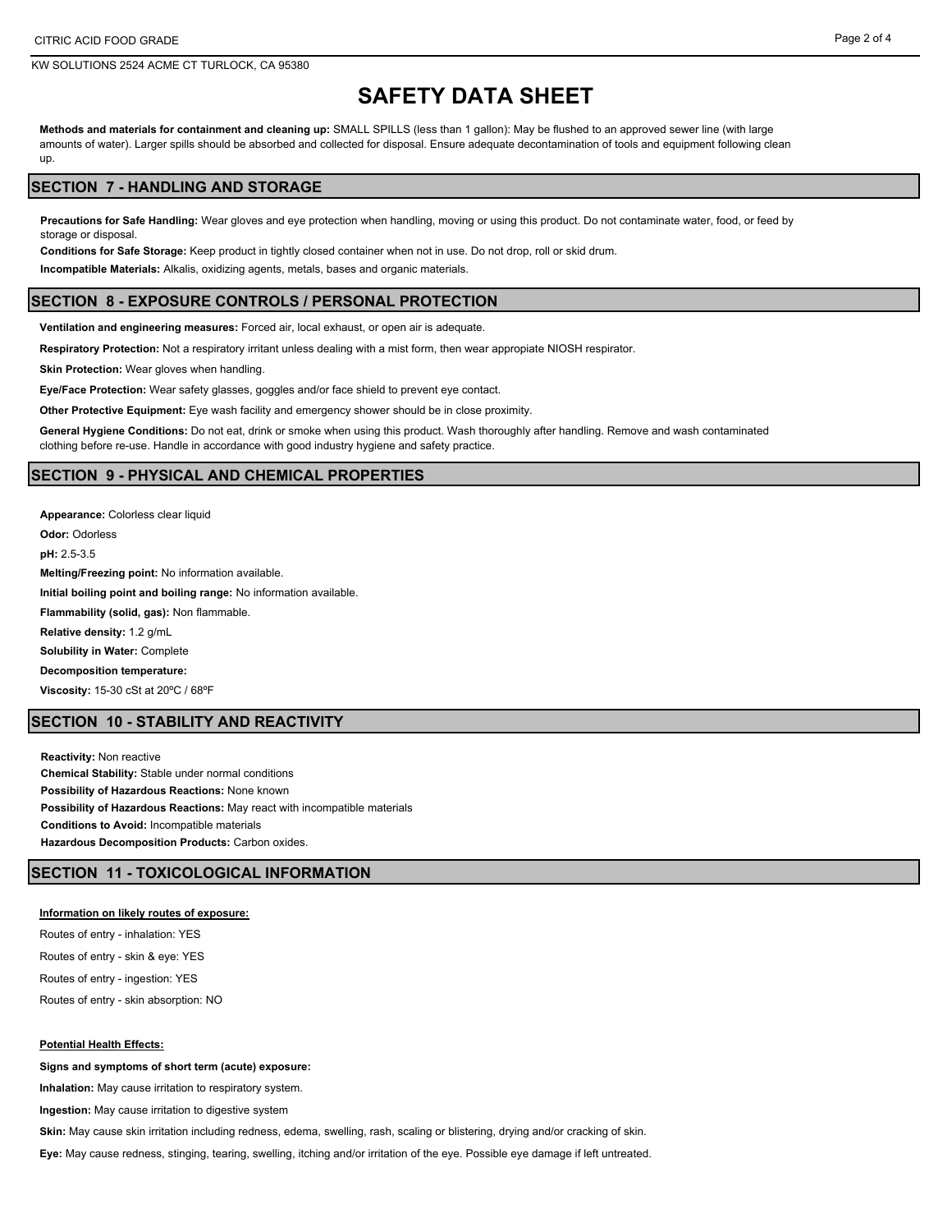# SAFETY DATA SHEET

**Methods and materials for containment and cleaning up:** SMALL SPILLS (less than 1 gallon): May be flushed to an approved sewer line (with large amounts of water). Larger spills should be absorbed and collected for disposal. Ensure adequate decontamination of tools and equipment following clean up.

## SECTION 7 - HANDLING AND STORAGE

**Precautions for Safe Handling:** Wear gloves and eye protection when handling, moving or using this product. Do not contaminate water, food, or feed by storage or disposal.

**Conditions for Safe Storage:** Keep product in tightly closed container when not in use. Do not drop, roll or skid drum.

**Incompatible Materials:** Alkalis, oxidizing agents, metals, bases and organic materials.

## SECTION 8 - EXPOSURE CONTROLS / PERSONAL PROTECTION

**Ventilation and engineering measures:** Forced air, local exhaust, or open air is adequate.

**Respiratory Protection:** Not a respiratory irritant unless dealing with a mist form, then wear appropiate NIOSH respirator.

**Skin Protection:** Wear gloves when handling.

**Eye/Face Protection:** Wear safety glasses, goggles and/or face shield to prevent eye contact.

**Other Protective Equipment:** Eye wash facility and emergency shower should be in close proximity.

**General Hygiene Conditions:** Do not eat, drink or smoke when using this product. Wash thoroughly after handling. Remove and wash contaminated clothing before re-use. Handle in accordance with good industry hygiene and safety practice.

## SECTION 9 - PHYSICAL AND CHEMICAL PROPERTIES

**Appearance:** Colorless clear liquid

**Odor:** Odorless

**pH:** 2.5-3.5

**Melting/Freezing point:** No information available.

**Initial boiling point and boiling range:** No information available.

**Flammability (solid, gas):** Non flammable.

**Relative density:** 1.2 g/mL

**Solubility in Water:** Complete

**Decomposition temperature:**

**Viscosity:** 15-30 cSt at 20ºC / 68ºF

## SECTION 10 - STABILITY AND REACTIVITY

**Reactivity:** Non reactive

**Chemical Stability:** Stable under normal conditions

**Possibility of Hazardous Reactions:** None known

**Possibility of Hazardous Reactions:** May react with incompatible materials

**Conditions to Avoid:** Incompatible materials

**Hazardous Decomposition Products:** Carbon oxides.

## SECTION 11 - TOXICOLOGICAL INFORMATION

**Information on likely routes of exposure:**

Routes of entry - inhalation: YES

Routes of entry - skin & eye: YES

Routes of entry - ingestion: YES

Routes of entry - skin absorption: NO

**Potential Health Effects:**

**Signs and symptoms of short term (acute) exposure:**

**Inhalation:** May cause irritation to respiratory system.

**Ingestion:** May cause irritation to digestive system

**Skin:** May cause skin irritation including redness, edema, swelling, rash, scaling or blistering, drying and/or cracking of skin.

**Eye:** May cause redness, stinging, tearing, swelling, itching and/or irritation of the eye. Possible eye damage if left untreated.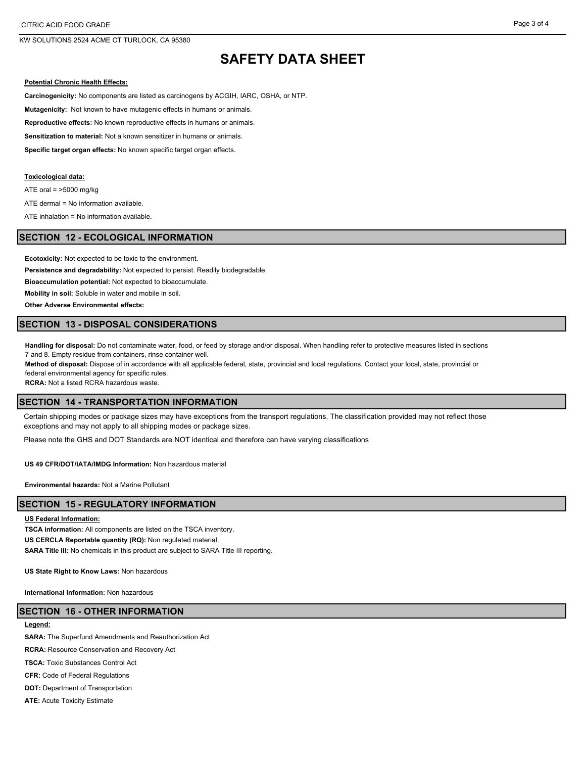# SAFETY DATA SHEET

**Potential Chronic Health Effects:**

**Carcinogenicity:** No components are listed as carcinogens by ACGIH, IARC, OSHA, or NTP.

**Mutagenicity:** Not known to have mutagenic effects in humans or animals.

**Reproductive effects:** No known reproductive effects in humans or animals.

**Sensitization to material:** Not a known sensitizer in humans or animals.

**Specific target organ effects:** No known specific target organ effects.

**Toxicological data:**

ATE oral = >5000 mg/kg

ATE dermal = No information available.

ATE inhalation = No information available.

## SECTION 12 - ECOLOGICAL INFORMATION

**Ecotoxicity:** Not expected to be toxic to the environment.

**Persistence and degradability:** Not expected to persist. Readily biodegradable.

**Bioaccumulation potential:** Not expected to bioaccumulate.

**Mobility in soil:** Soluble in water and mobile in soil.

**Other Adverse Environmental effects:**

## SECTION 13 - DISPOSAL CONSIDERATIONS

**Handling for disposal:** Do not contaminate water, food, or feed by storage and/or disposal. When handling refer to protective measures listed in sections 7 and 8. Empty residue from containers, rinse container well.

**Method of disposal:** Dispose of in accordance with all applicable federal, state, provincial and local regulations. Contact your local, state, provincial or federal environmental agency for specific rules.

**RCRA:** Not a listed RCRA hazardous waste.

## SECTION 14 - TRANSPORTATION INFORMATION

Certain shipping modes or package sizes may have exceptions from the transport regulations. The classification provided may not reflect those exceptions and may not apply to all shipping modes or package sizes.

Please note the GHS and DOT Standards are NOT identical and therefore can have varying classifications

**US 49 CFR/DOT/IATA/IMDG Information:** Non hazardous material

**Environmental hazards:** Not a Marine Pollutant

## SECTION 15 - REGULATORY INFORMATION

**US Federal Information:**

**TSCA information:** All components are listed on the TSCA inventory.

**US CERCLA Reportable quantity (RQ):** Non regulated material.

**SARA Title III:** No chemicals in this product are subject to SARA Title III reporting.

**US State Right to Know Laws:** Non hazardous

**International Information:** Non hazardous

## SECTION 16 - OTHER INFORMATION

**Legend:**

**SARA:** The Superfund Amendments and Reauthorization Act

**RCRA:** Resource Conservation and Recovery Act

**TSCA:** Toxic Substances Control Act

**CFR:** Code of Federal Regulations

**DOT:** Department of Transportation

**ATE:** Acute Toxicity Estimate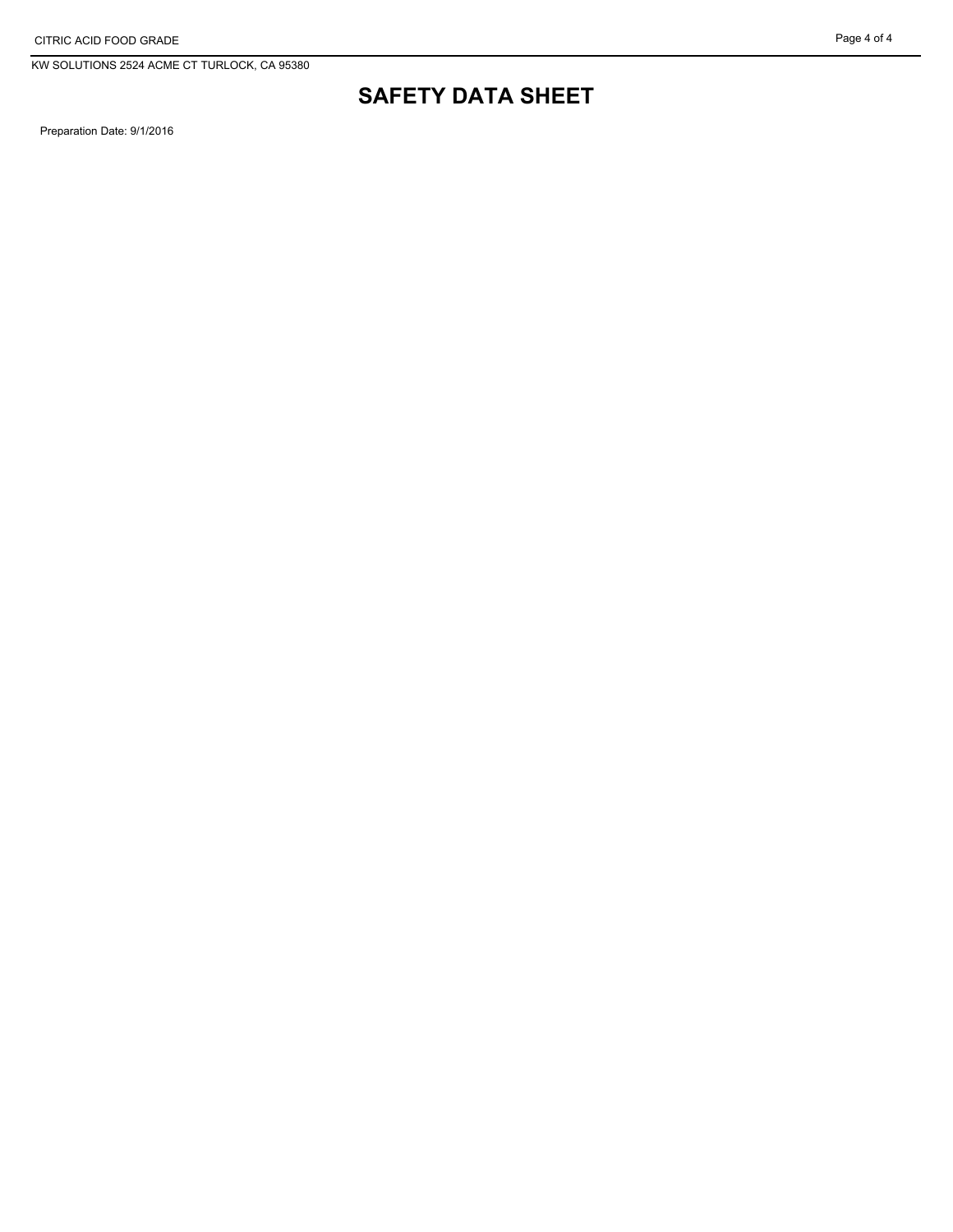# SAFETY DATA SHEET

Preparation Date: 9/1/2016